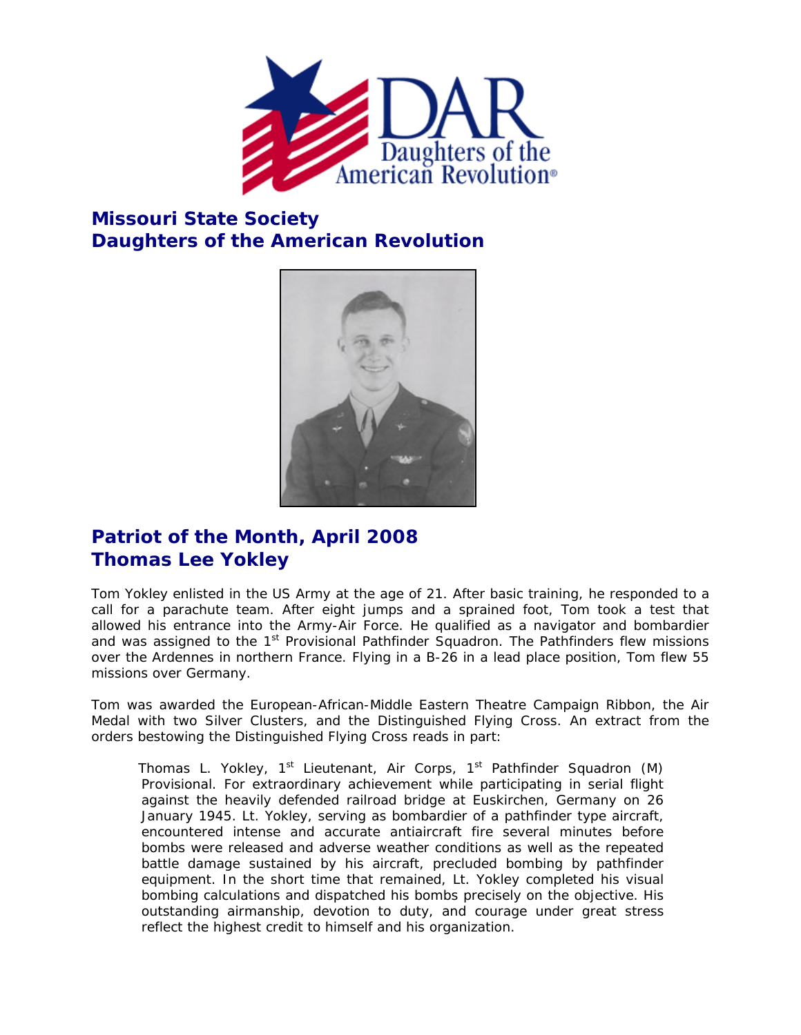# Missouri State Society
# Daughters of the American Revolution

## Patriot of the Month, April 2008
## Thomas Lee Yokley

Tom Yokley enlisted in the US Army at the age of 21. After basic training, he responded to a call for a parachute team. After eight jumps and a sprained foot, Tom took a test that allowed his entrance into the Army-Air Force. He qualified as a navigator and bombardier and was assigned to the 1st Provisional Pathfinder Squadron. The Pathfinders flew missions over the Ardennes in northern France. Flying in a B-26 in a lead place position, Tom flew 55 missions over Germany.

Tom was awarded the European-African-Middle Eastern Theatre Campaign Ribbon, the Air Medal with two Silver Clusters, and the Distinguished Flying Cross. An extract from the orders bestowing the Distinguished Flying Cross reads in part:

> Thomas L. Yokley, 1st Lieutenant, Air Corps, 1st Pathfinder Squadron (M) Provisional. For extraordinary achievement while participating in serial flight against the heavily defended railroad bridge at Euskirchen, Germany on 26 January 1945. Lt. Yokley, serving as bombardier of a pathfinder type aircraft, encountered intense and accurate antiaircraft fire several minutes before bombs were released and adverse weather conditions as well as the repeated battle damage sustained by his aircraft, precluded bombing by pathfinder equipment. In the short time that remained, Lt. Yokley completed his visual bombing calculations and dispatched his bombs precisely on the objective. His outstanding airmanship, devotion to duty, and courage under great stress reflect the highest credit to himself and his organization.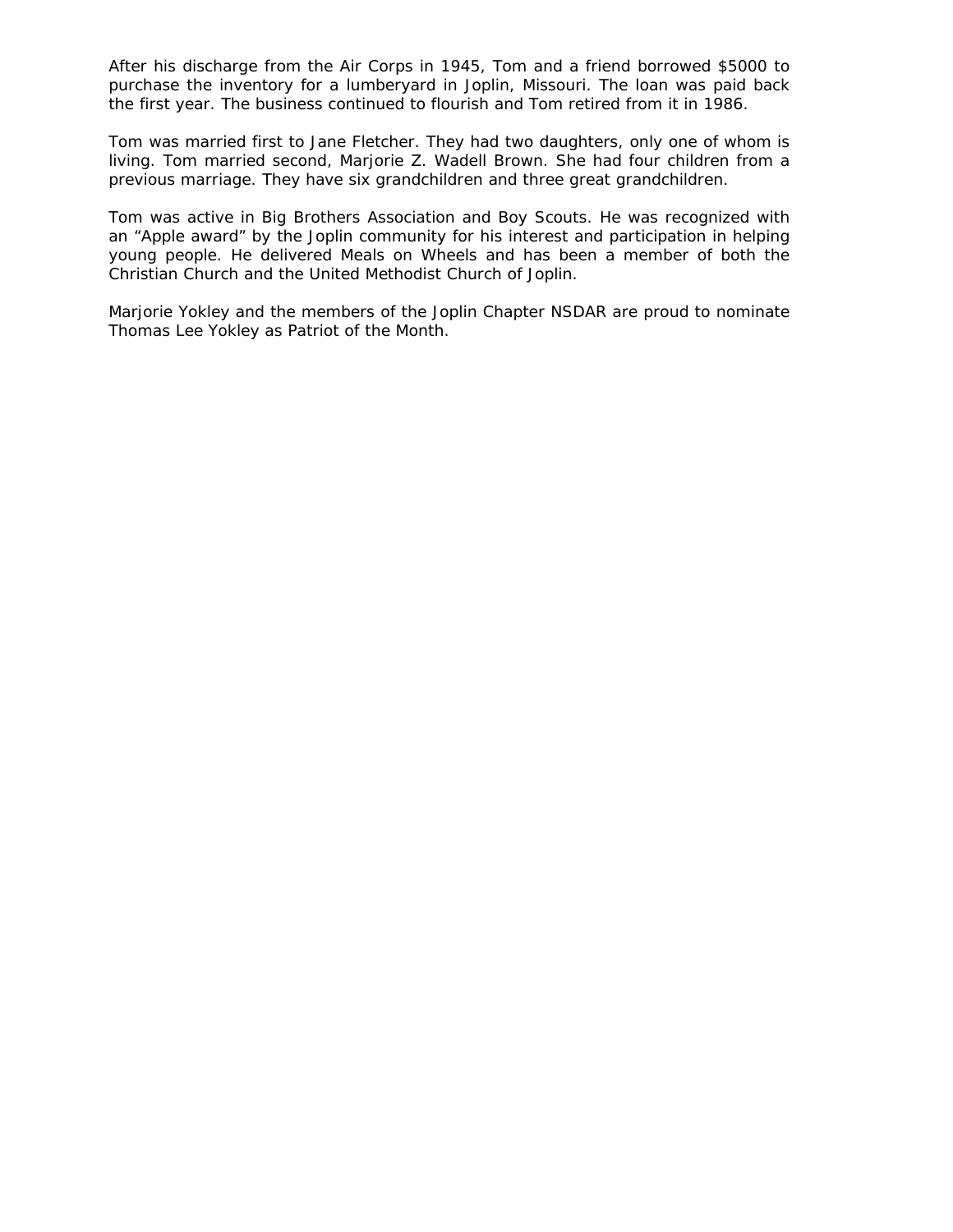After his discharge from the Air Corps in 1945, Tom and a friend borrowed $5000 to purchase the inventory for a lumberyard in Joplin, Missouri. The loan was paid back the first year. The business continued to flourish and Tom retired from it in 1986.

Tom was married first to Jane Fletcher. They had two daughters, only one of whom is living. Tom married second, Marjorie Z. Wadell Brown. She had four children from a previous marriage. They have six grandchildren and three great grandchildren.

Tom was active in Big Brothers Association and Boy Scouts. He was recognized with an "Apple award" by the Joplin community for his interest and participation in helping young people. He delivered Meals on Wheels and has been a member of both the Christian Church and the United Methodist Church of Joplin.

Marjorie Yokley and the members of the Joplin Chapter NSDAR are proud to nominate Thomas Lee Yokley as Patriot of the Month.